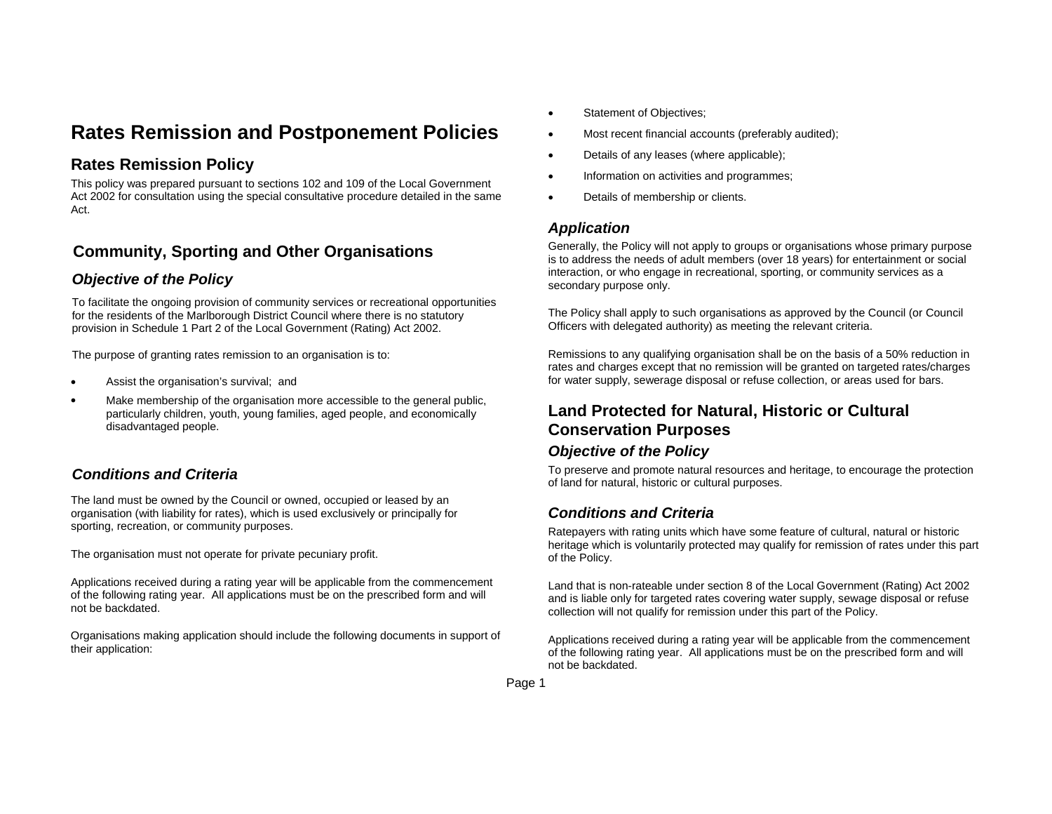# Rates Remission and Postponement Policies

## Rates Remission Policy

This policy was prepared pursuant to sections 102 and 109 of the Local Government Act 2002 for consultation using the special consultative procedure detailed in the same Act.

## Community, Sporting and Other Organisations

### *Objective of the Policy*

To facilitate the ongoing provision of community services or recreational opportunities for the residents of the Marlborough District Council where there is no statutory provision in Schedule 1 Part 2 of the Local Government (Rating) Act 2002.

The purpose of granting rates remission to an organisation is to:

- Assist the organisation's survival; and
- Make membership of the organisation more accessible to the general public, particularly children, youth, young families, aged people, and economically disadvantaged people.

### *Conditions and Criteria*

The land must be owned by the Council or owned, occupied or leased by an organisation (with liability for rates), which is used exclusively or principally for sporting, recreation, or community purposes.

The organisation must not operate for private pecuniary profit.

Applications received during a rating year will be applicable from the commencement of the following rating year. All applications must be on the prescribed form and will not be backdated.

Organisations making application should include the following documents in support of their application:

- Statement of Objectives;
- Most recent financial accounts (preferably audited);
- Details of any leases (where applicable);
- Information on activities and programmes;
- Details of membership or clients.

### *Application*

Generally, the Policy will not apply to groups or organisations whose primary purpose is to address the needs of adult members (over 18 years) for entertainment or social interaction, or who engage in recreational, sporting, or community services as a secondary purpose only.

The Policy shall apply to such organisations as approved by the Council (or Council Officers with delegated authority) as meeting the relevant criteria.

Remissions to any qualifying organisation shall be on the basis of a 50% reduction in rates and charges except that no remission will be granted on targeted rates/charges for water supply, sewerage disposal or refuse collection, or areas used for bars.

## Land Protected for Natural, Historic or Cultural Conservation Purposes

### *Objective of the Policy*

To preserve and promote natural resources and heritage, to encourage the protection of land for natural, historic or cultural purposes.

### *Conditions and Criteria*

Ratepayers with rating units which have some feature of cultural, natural or historic heritage which is voluntarily protected may qualify for remission of rates under this part of the Policy.

Land that is non-rateable under section 8 of the Local Government (Rating) Act 2002 and is liable only for targeted rates covering water supply, sewage disposal or refuse collection will not qualify for remission under this part of the Policy.

Applications received during a rating year will be applicable from the commencement of the following rating year. All applications must be on the prescribed form and will not be backdated.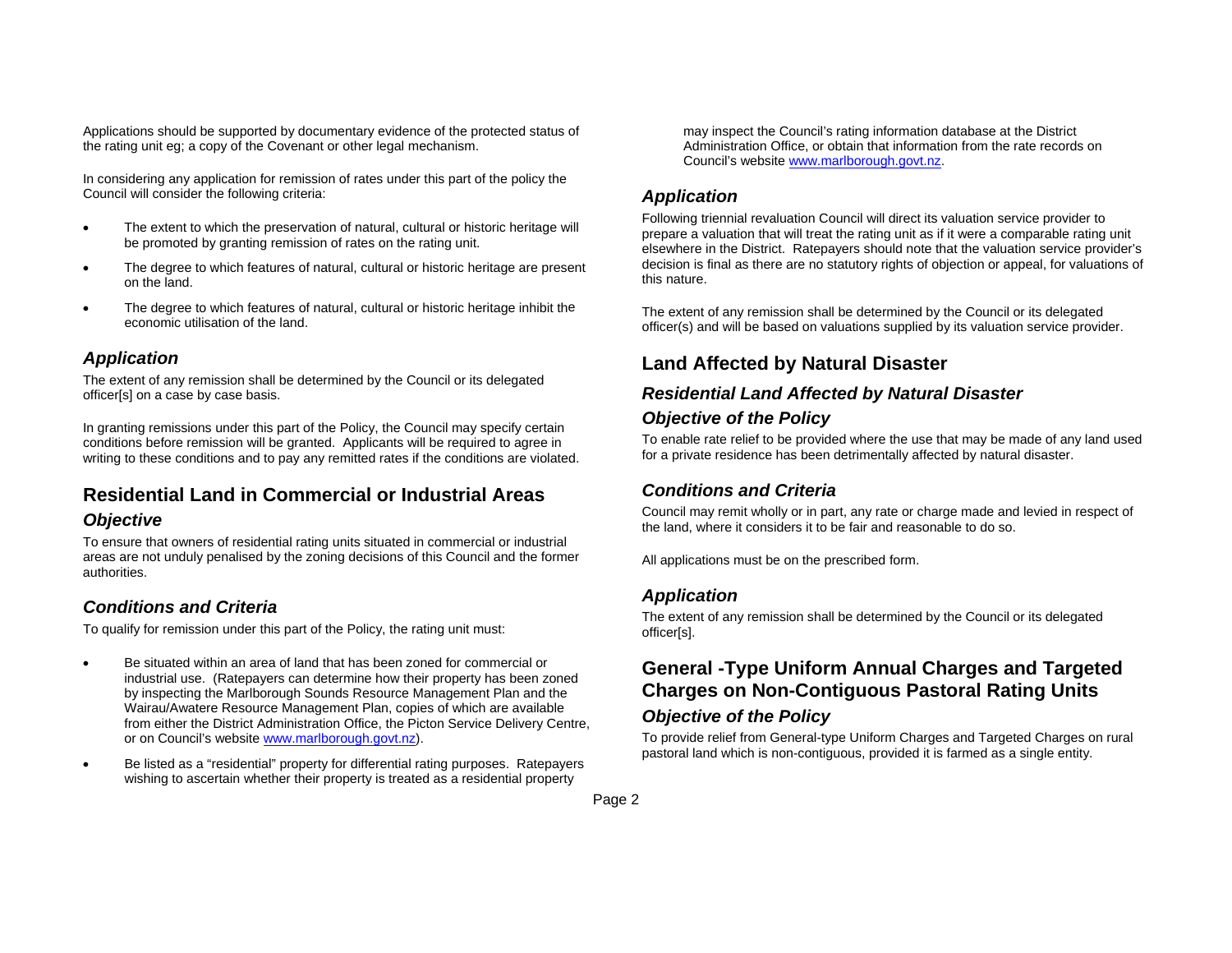Applications should be supported by documentary evidence of the protected status of the rating unit eg; a copy of the Covenant or other legal mechanism.

In considering any application for remission of rates under this part of the policy the Council will consider the following criteria:

- The extent to which the preservation of natural, cultural or historic heritage will be promoted by granting remission of rates on the rating unit.
- The degree to which features of natural, cultural or historic heritage are present on the land.
- The degree to which features of natural, cultural or historic heritage inhibit the economic utilisation of the land.

### *Application*

The extent of any remission shall be determined by the Council or its delegated officer[s] on a case by case basis.

In granting remissions under this part of the Policy, the Council may specify certain conditions before remission will be granted. Applicants will be required to agree in writing to these conditions and to pay any remitted rates if the conditions are violated.

## Residential Land in Commercial or Industrial Areas

### *Objective*

To ensure that owners of residential rating units situated in commercial or industrial areas are not unduly penalised by the zoning decisions of this Council and the former authorities.

### *Conditions and Criteria*

To qualify for remission under this part of the Policy, the rating unit must:

- Be situated within an area of land that has been zoned for commercial or industrial use. (Ratepayers can determine how their property has been zoned by inspecting the Marlborough Sounds Resource Management Plan and the Wairau/Awatere Resource Management Plan, copies of which are available from either the District Administration Office, the Picton Service Delivery Centre, or on Council's website www.marlborough.govt.nz).
- Be listed as a "residential" property for differential rating purposes. Ratepayers wishing to ascertain whether their property is treated as a residential property may inspect the Council's rating information database at the District Administration Office, or obtain that information from the rate records on Council's website www.marlborough.govt.nz.

### *Application*

Following triennial revaluation Council will direct its valuation service provider to prepare a valuation that will treat the rating unit as if it were a comparable rating unit elsewhere in the District. Ratepayers should note that the valuation service provider's decision is final as there are no statutory rights of objection or appeal, for valuations of this nature.

The extent of any remission shall be determined by the Council or its delegated officer(s) and will be based on valuations supplied by its valuation service provider.

## Land Affected by Natural Disaster

### *Residential Land Affected by Natural Disaster*

### *Objective of the Policy*

To enable rate relief to be provided where the use that may be made of any land used for a private residence has been detrimentally affected by natural disaster.

### *Conditions and Criteria*

Council may remit wholly or in part, any rate or charge made and levied in respect of the land, where it considers it to be fair and reasonable to do so.

All applications must be on the prescribed form.

### *Application*

The extent of any remission shall be determined by the Council or its delegated officer[s].

## General -Type Uniform Annual Charges and Targeted Charges on Non-Contiguous Pastoral Rating Units

### *Objective of the Policy*

To provide relief from General-type Uniform Charges and Targeted Charges on rural pastoral land which is non-contiguous, provided it is farmed as a single entity.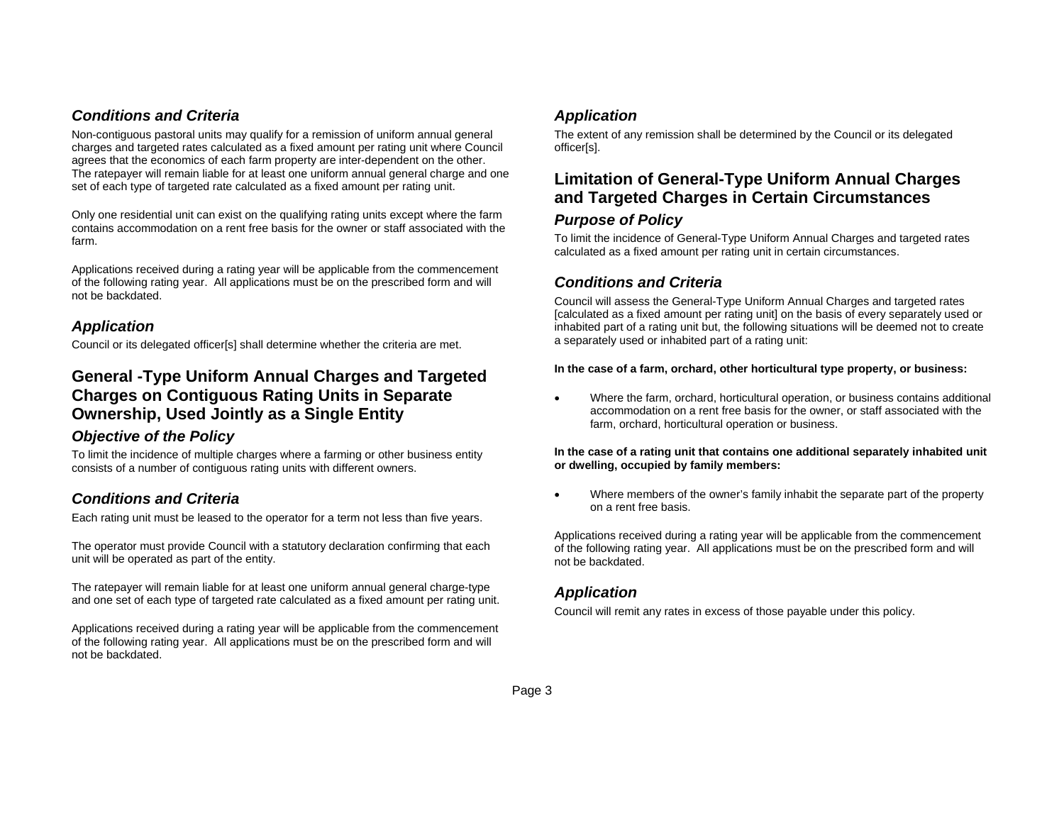### *Conditions and Criteria*

Non-contiguous pastoral units may qualify for a remission of uniform annual general charges and targeted rates calculated as a fixed amount per rating unit where Council agrees that the economics of each farm property are inter-dependent on the other. The ratepayer will remain liable for at least one uniform annual general charge and one set of each type of targeted rate calculated as a fixed amount per rating unit.

Only one residential unit can exist on the qualifying rating units except where the farm contains accommodation on a rent free basis for the owner or staff associated with the farm.

Applications received during a rating year will be applicable from the commencement of the following rating year. All applications must be on the prescribed form and will not be backdated.

### *Application*

Council or its delegated officer[s] shall determine whether the criteria are met.

## General -Type Uniform Annual Charges and Targeted Charges on Contiguous Rating Units in Separate Ownership, Used Jointly as a Single Entity

### *Objective of the Policy*

To limit the incidence of multiple charges where a farming or other business entity consists of a number of contiguous rating units with different owners.

### *Conditions and Criteria*

Each rating unit must be leased to the operator for a term not less than five years.

The operator must provide Council with a statutory declaration confirming that each unit will be operated as part of the entity.

The ratepayer will remain liable for at least one uniform annual general charge-type and one set of each type of targeted rate calculated as a fixed amount per rating unit.

Applications received during a rating year will be applicable from the commencement of the following rating year. All applications must be on the prescribed form and will not be backdated.

### *Application*

The extent of any remission shall be determined by the Council or its delegated officer[s].

## Limitation of General-Type Uniform Annual Charges and Targeted Charges in Certain Circumstances

### *Purpose of Policy*

To limit the incidence of General-Type Uniform Annual Charges and targeted rates calculated as a fixed amount per rating unit in certain circumstances.

### *Conditions and Criteria*

Council will assess the General-Type Uniform Annual Charges and targeted rates [calculated as a fixed amount per rating unit] on the basis of every separately used or inhabited part of a rating unit but, the following situations will be deemed not to create a separately used or inhabited part of a rating unit:

**In the case of a farm, orchard, other horticultural type property, or business:**

- Where the farm, orchard, horticultural operation, or business contains additional accommodation on a rent free basis for the owner, or staff associated with the farm, orchard, horticultural operation or business.

**In the case of a rating unit that contains one additional separately inhabited unit or dwelling, occupied by family members:**

- Where members of the owner's family inhabit the separate part of the property on a rent free basis.

Applications received during a rating year will be applicable from the commencement of the following rating year. All applications must be on the prescribed form and will not be backdated.

### *Application*

Council will remit any rates in excess of those payable under this policy.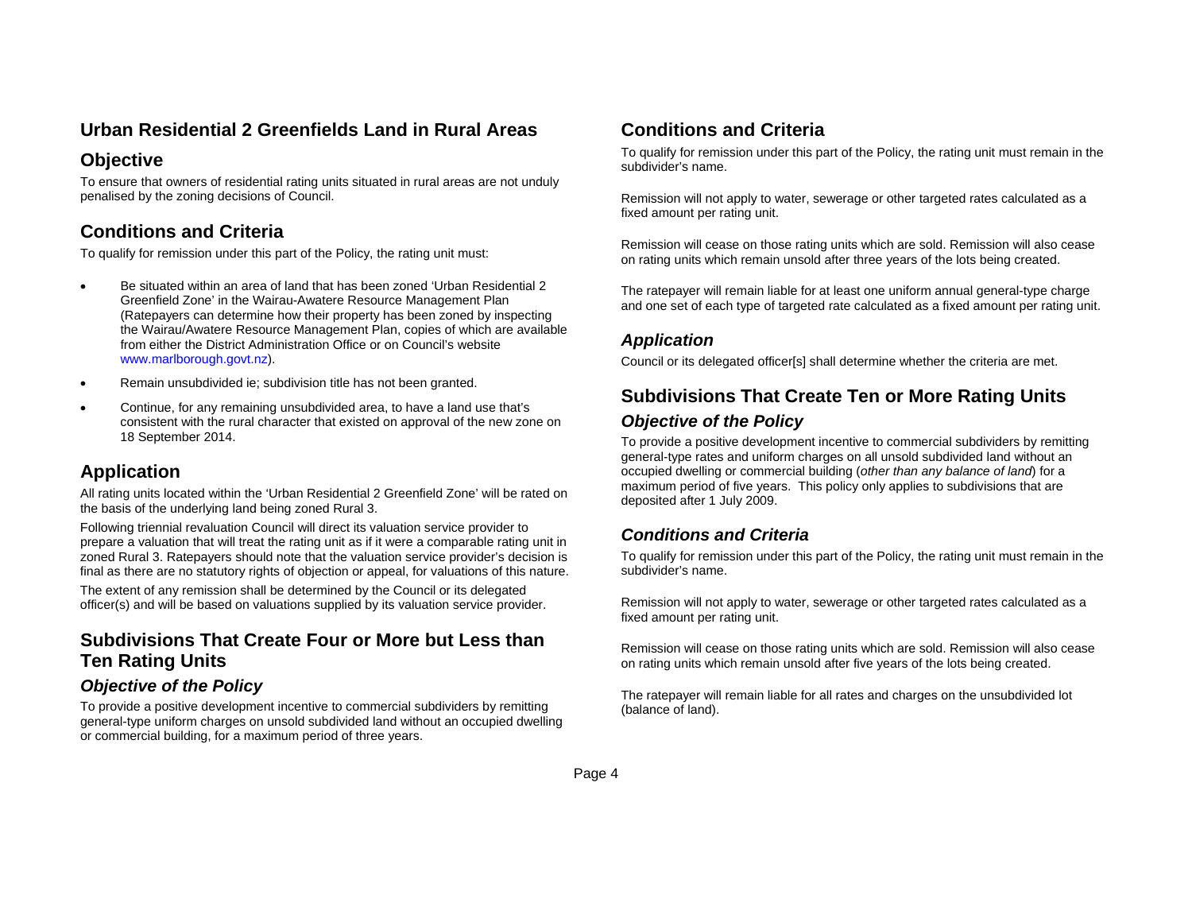## Urban Residential 2 Greenfields Land in Rural Areas

### Objective

To ensure that owners of residential rating units situated in rural areas are not unduly penalised by the zoning decisions of Council.

### Conditions and Criteria

To qualify for remission under this part of the Policy, the rating unit must:

- Be situated within an area of land that has been zoned 'Urban Residential 2 Greenfield Zone' in the Wairau-Awatere Resource Management Plan (Ratepayers can determine how their property has been zoned by inspecting the Wairau/Awatere Resource Management Plan, copies of which are available from either the District Administration Office or on Council's website www.marlborough.govt.nz).
- Remain unsubdivided ie; subdivision title has not been granted.
- Continue, for any remaining unsubdivided area, to have a land use that's consistent with the rural character that existed on approval of the new zone on 18 September 2014.

### Application

All rating units located within the 'Urban Residential 2 Greenfield Zone' will be rated on the basis of the underlying land being zoned Rural 3.

Following triennial revaluation Council will direct its valuation service provider to prepare a valuation that will treat the rating unit as if it were a comparable rating unit in zoned Rural 3. Ratepayers should note that the valuation service provider's decision is final as there are no statutory rights of objection or appeal, for valuations of this nature.

The extent of any remission shall be determined by the Council or its delegated officer(s) and will be based on valuations supplied by its valuation service provider.

## Subdivisions That Create Four or More but Less than Ten Rating Units

### *Objective of the Policy*

To provide a positive development incentive to commercial subdividers by remitting general-type uniform charges on unsold subdivided land without an occupied dwelling or commercial building, for a maximum period of three years.

### Conditions and Criteria

To qualify for remission under this part of the Policy, the rating unit must remain in the subdivider's name.

Remission will not apply to water, sewerage or other targeted rates calculated as a fixed amount per rating unit.

Remission will cease on those rating units which are sold. Remission will also cease on rating units which remain unsold after three years of the lots being created.

The ratepayer will remain liable for at least one uniform annual general-type charge and one set of each type of targeted rate calculated as a fixed amount per rating unit.

### *Application*

Council or its delegated officer[s] shall determine whether the criteria are met.

## Subdivisions That Create Ten or More Rating Units

### *Objective of the Policy*

To provide a positive development incentive to commercial subdividers by remitting general-type rates and uniform charges on all unsold subdivided land without an occupied dwelling or commercial building (*other than any balance of land*) for a maximum period of five years. This policy only applies to subdivisions that are deposited after 1 July 2009.

### *Conditions and Criteria*

To qualify for remission under this part of the Policy, the rating unit must remain in the subdivider's name.

Remission will not apply to water, sewerage or other targeted rates calculated as a fixed amount per rating unit.

Remission will cease on those rating units which are sold. Remission will also cease on rating units which remain unsold after five years of the lots being created.

The ratepayer will remain liable for all rates and charges on the unsubdivided lot (balance of land).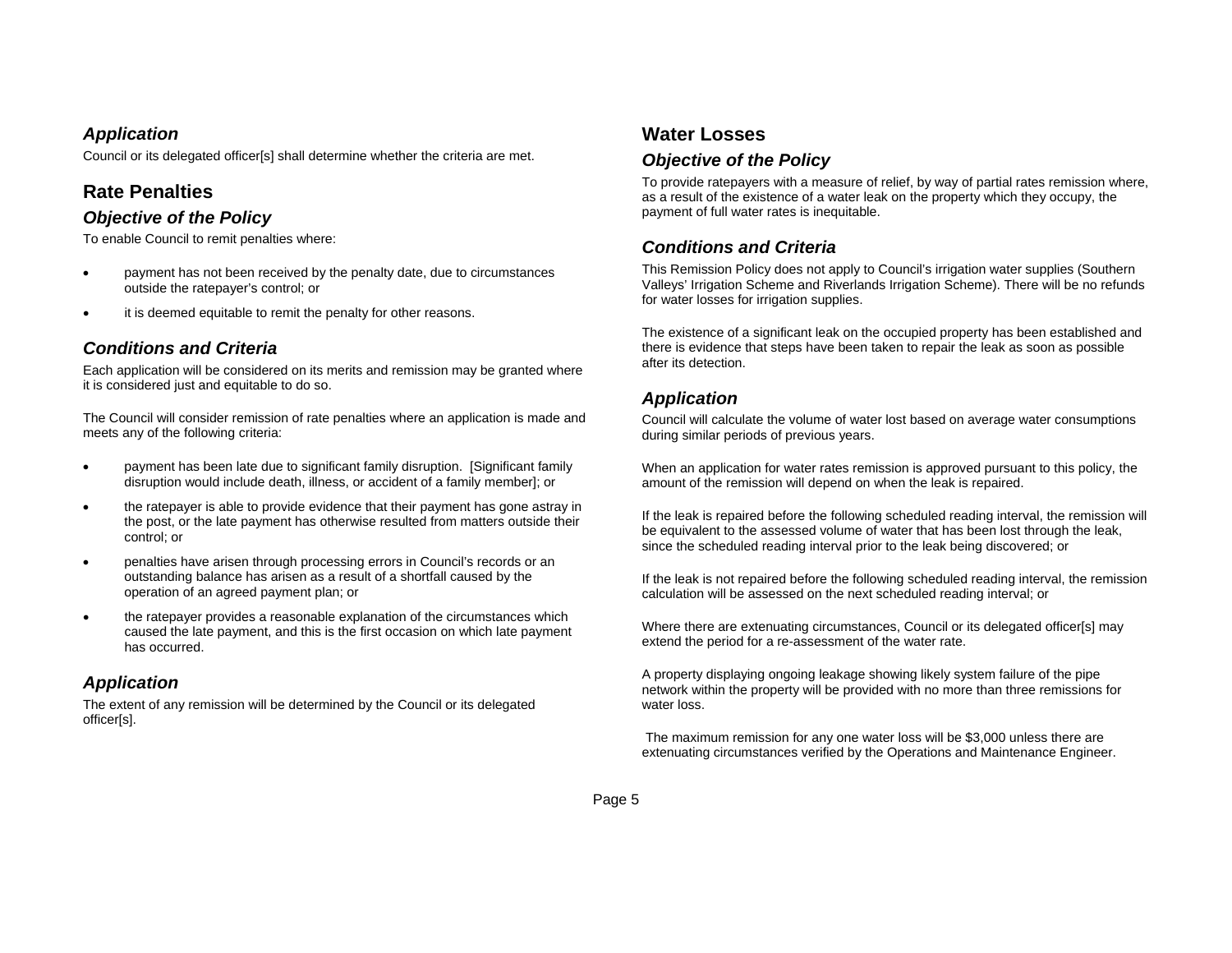### *Application*

Council or its delegated officer[s] shall determine whether the criteria are met.

## Rate Penalties

### *Objective of the Policy*

To enable Council to remit penalties where:

- payment has not been received by the penalty date, due to circumstances outside the ratepayer's control; or
- it is deemed equitable to remit the penalty for other reasons.

### *Conditions and Criteria*

Each application will be considered on its merits and remission may be granted where it is considered just and equitable to do so.

The Council will consider remission of rate penalties where an application is made and meets any of the following criteria:

- payment has been late due to significant family disruption. [Significant family disruption would include death, illness, or accident of a family member]; or
- the ratepayer is able to provide evidence that their payment has gone astray in the post, or the late payment has otherwise resulted from matters outside their control; or
- penalties have arisen through processing errors in Council's records or an outstanding balance has arisen as a result of a shortfall caused by the operation of an agreed payment plan; or
- the ratepayer provides a reasonable explanation of the circumstances which caused the late payment, and this is the first occasion on which late payment has occurred.

### *Application*

The extent of any remission will be determined by the Council or its delegated officer[s].

## Water Losses

### *Objective of the Policy*

To provide ratepayers with a measure of relief, by way of partial rates remission where, as a result of the existence of a water leak on the property which they occupy, the payment of full water rates is inequitable.

### *Conditions and Criteria*

This Remission Policy does not apply to Council's irrigation water supplies (Southern Valleys' Irrigation Scheme and Riverlands Irrigation Scheme). There will be no refunds for water losses for irrigation supplies.

The existence of a significant leak on the occupied property has been established and there is evidence that steps have been taken to repair the leak as soon as possible after its detection.

### *Application*

Council will calculate the volume of water lost based on average water consumptions during similar periods of previous years.

When an application for water rates remission is approved pursuant to this policy, the amount of the remission will depend on when the leak is repaired.

If the leak is repaired before the following scheduled reading interval, the remission will be equivalent to the assessed volume of water that has been lost through the leak, since the scheduled reading interval prior to the leak being discovered; or

If the leak is not repaired before the following scheduled reading interval, the remission calculation will be assessed on the next scheduled reading interval; or

Where there are extenuating circumstances, Council or its delegated officer[s] may extend the period for a re-assessment of the water rate.

A property displaying ongoing leakage showing likely system failure of the pipe network within the property will be provided with no more than three remissions for water loss.

The maximum remission for any one water loss will be $3,000 unless there are extenuating circumstances verified by the Operations and Maintenance Engineer.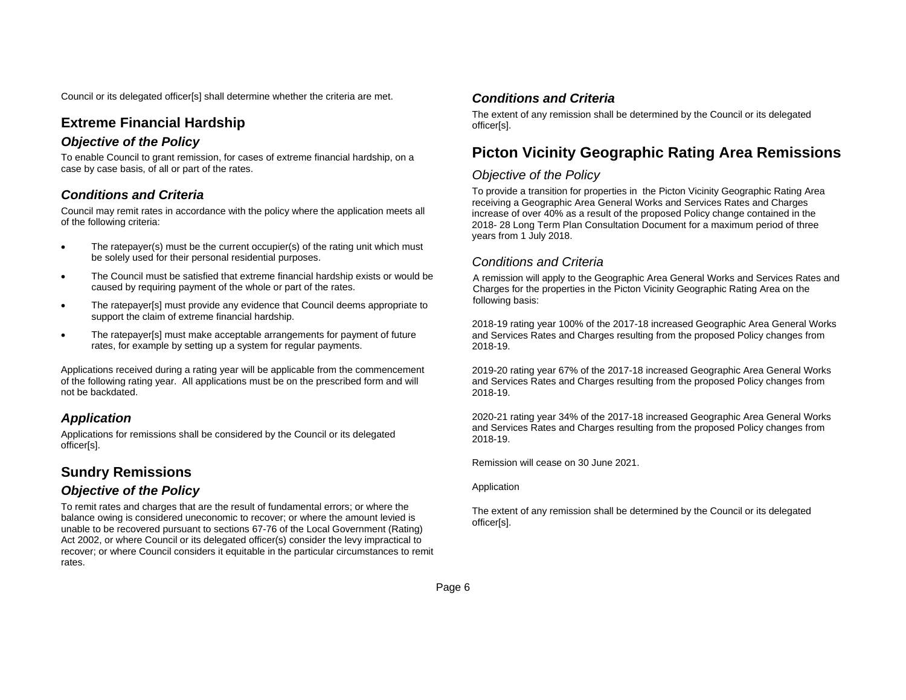Council or its delegated officer[s] shall determine whether the criteria are met.

## Extreme Financial Hardship

### *Objective of the Policy*

To enable Council to grant remission, for cases of extreme financial hardship, on a case by case basis, of all or part of the rates.

### *Conditions and Criteria*

Council may remit rates in accordance with the policy where the application meets all of the following criteria:

- The ratepayer(s) must be the current occupier(s) of the rating unit which must be solely used for their personal residential purposes.
- The Council must be satisfied that extreme financial hardship exists or would be caused by requiring payment of the whole or part of the rates.
- The ratepayer[s] must provide any evidence that Council deems appropriate to support the claim of extreme financial hardship.
- The ratepayer[s] must make acceptable arrangements for payment of future rates, for example by setting up a system for regular payments.

Applications received during a rating year will be applicable from the commencement of the following rating year. All applications must be on the prescribed form and will not be backdated.

### *Application*

Applications for remissions shall be considered by the Council or its delegated officer[s].

## Sundry Remissions

### *Objective of the Policy*

To remit rates and charges that are the result of fundamental errors; or where the balance owing is considered uneconomic to recover; or where the amount levied is unable to be recovered pursuant to sections 67-76 of the Local Government (Rating) Act 2002, or where Council or its delegated officer(s) consider the levy impractical to recover; or where Council considers it equitable in the particular circumstances to remit rates.

### *Conditions and Criteria*

The extent of any remission shall be determined by the Council or its delegated officer[s].

## Picton Vicinity Geographic Rating Area Remissions

### *Objective of the Policy*

To provide a transition for properties in the Picton Vicinity Geographic Rating Area receiving a Geographic Area General Works and Services Rates and Charges increase of over 40% as a result of the proposed Policy change contained in the 2018- 28 Long Term Plan Consultation Document for a maximum period of three years from 1 July 2018.

### *Conditions and Criteria*

A remission will apply to the Geographic Area General Works and Services Rates and Charges for the properties in the Picton Vicinity Geographic Rating Area on the following basis:

2018-19 rating year 100% of the 2017-18 increased Geographic Area General Works and Services Rates and Charges resulting from the proposed Policy changes from 2018-19.

2019-20 rating year 67% of the 2017-18 increased Geographic Area General Works and Services Rates and Charges resulting from the proposed Policy changes from 2018-19.

2020-21 rating year 34% of the 2017-18 increased Geographic Area General Works and Services Rates and Charges resulting from the proposed Policy changes from 2018-19.

Remission will cease on 30 June 2021.

Application

The extent of any remission shall be determined by the Council or its delegated officer[s].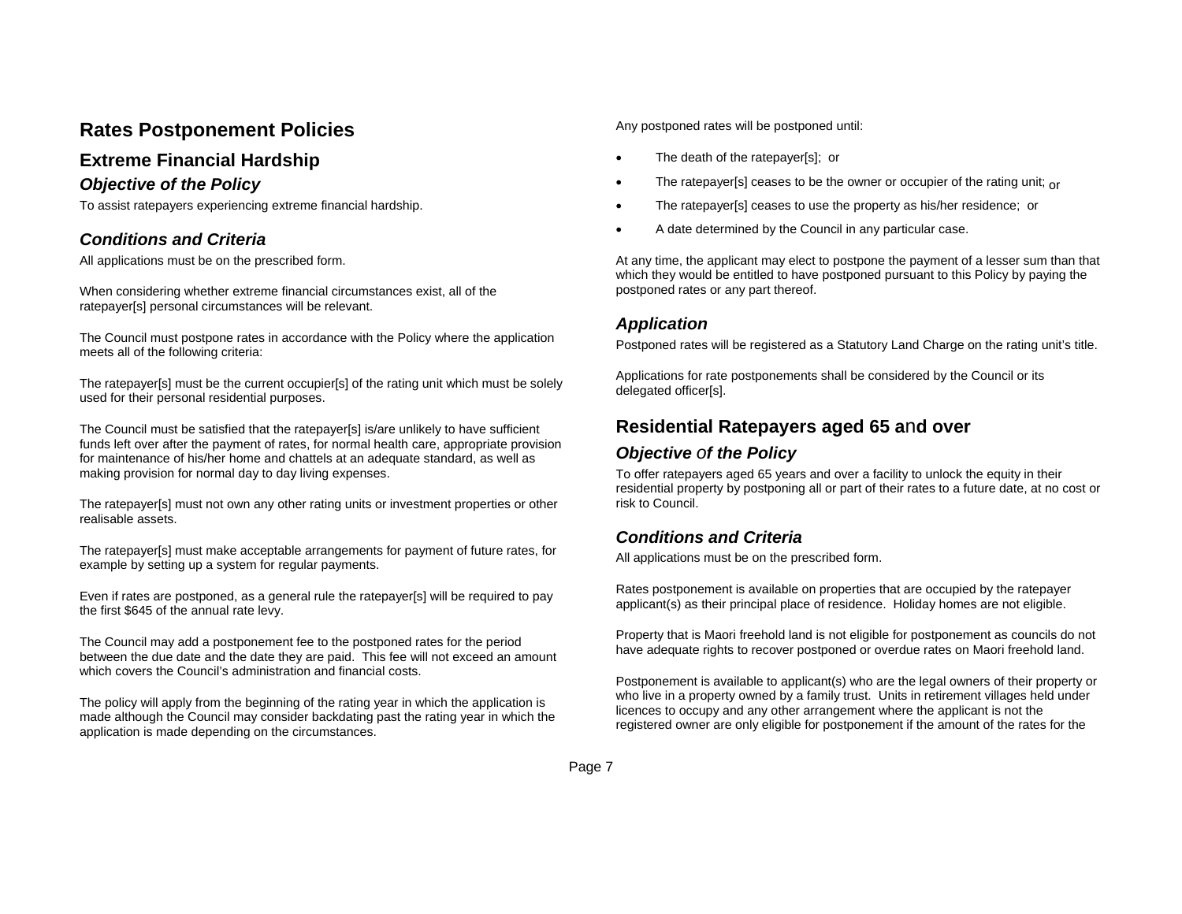# Rates Postponement Policies

## Extreme Financial Hardship

### *Objective of the Policy*

To assist ratepayers experiencing extreme financial hardship.

### *Conditions and Criteria*

All applications must be on the prescribed form.

When considering whether extreme financial circumstances exist, all of the ratepayer[s] personal circumstances will be relevant.

The Council must postpone rates in accordance with the Policy where the application meets all of the following criteria:

The ratepayer[s] must be the current occupier[s] of the rating unit which must be solely used for their personal residential purposes.

The Council must be satisfied that the ratepayer[s] is/are unlikely to have sufficient funds left over after the payment of rates, for normal health care, appropriate provision for maintenance of his/her home and chattels at an adequate standard, as well as making provision for normal day to day living expenses.

The ratepayer[s] must not own any other rating units or investment properties or other realisable assets.

The ratepayer[s] must make acceptable arrangements for payment of future rates, for example by setting up a system for regular payments.

Even if rates are postponed, as a general rule the ratepayer[s] will be required to pay the first $645 of the annual rate levy.

The Council may add a postponement fee to the postponed rates for the period between the due date and the date they are paid. This fee will not exceed an amount which covers the Council's administration and financial costs.

The policy will apply from the beginning of the rating year in which the application is made although the Council may consider backdating past the rating year in which the application is made depending on the circumstances.

Any postponed rates will be postponed until:

- The death of the ratepayer[s]; or
- The ratepayer[s] ceases to be the owner or occupier of the rating unit; or
- The ratepayer[s] ceases to use the property as his/her residence; or
- A date determined by the Council in any particular case.

At any time, the applicant may elect to postpone the payment of a lesser sum than that which they would be entitled to have postponed pursuant to this Policy by paying the postponed rates or any part thereof.

### *Application*

Postponed rates will be registered as a Statutory Land Charge on the rating unit's title.

Applications for rate postponements shall be considered by the Council or its delegated officer[s].

## Residential Ratepayers aged 65 and over

### *Objective of the Policy*

To offer ratepayers aged 65 years and over a facility to unlock the equity in their residential property by postponing all or part of their rates to a future date, at no cost or risk to Council.

### *Conditions and Criteria*

All applications must be on the prescribed form.

Rates postponement is available on properties that are occupied by the ratepayer applicant(s) as their principal place of residence. Holiday homes are not eligible.

Property that is Maori freehold land is not eligible for postponement as councils do not have adequate rights to recover postponed or overdue rates on Maori freehold land.

Postponement is available to applicant(s) who are the legal owners of their property or who live in a property owned by a family trust. Units in retirement villages held under licences to occupy and any other arrangement where the applicant is not the registered owner are only eligible for postponement if the amount of the rates for the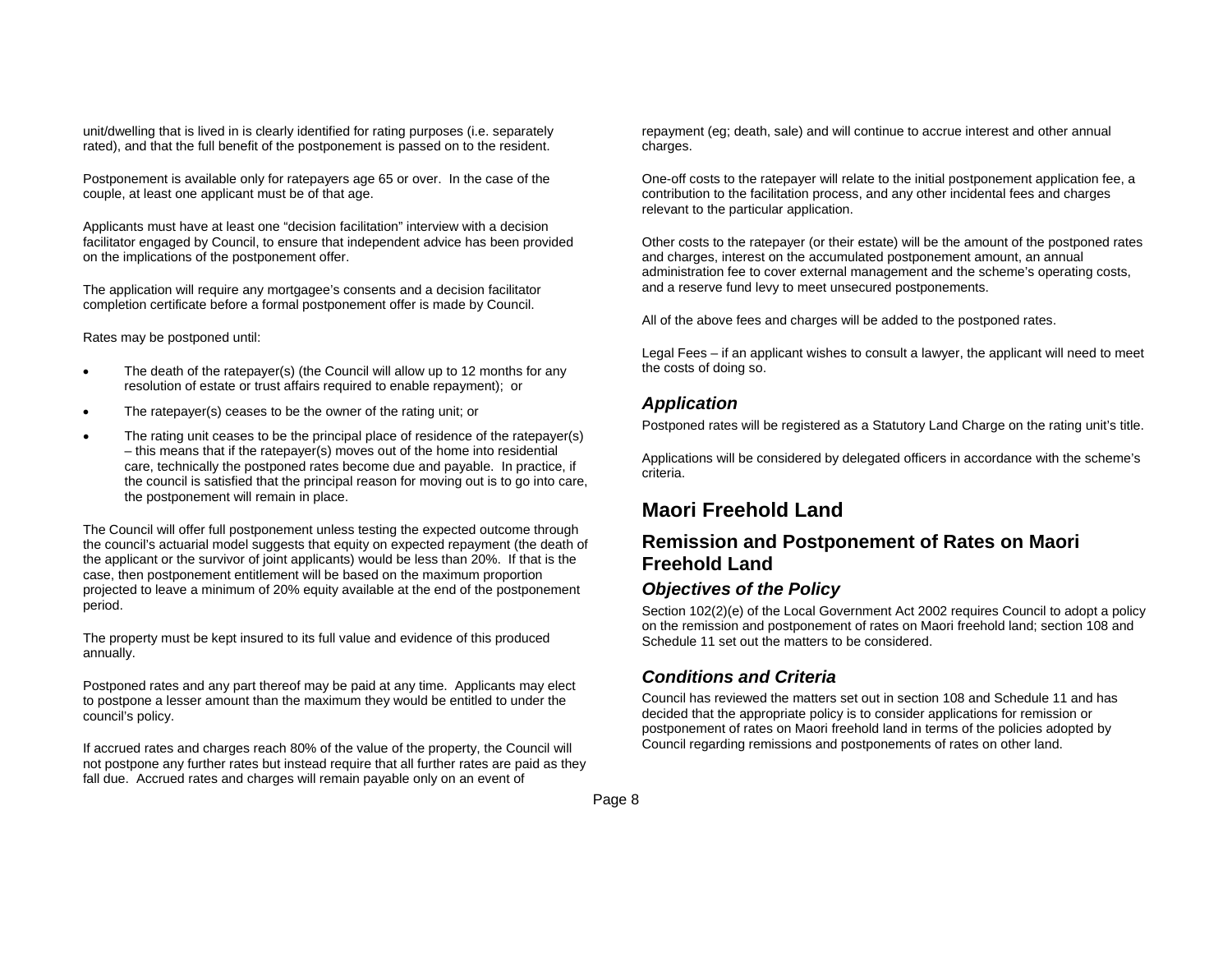unit/dwelling that is lived in is clearly identified for rating purposes (i.e. separately rated), and that the full benefit of the postponement is passed on to the resident.

Postponement is available only for ratepayers age 65 or over. In the case of the couple, at least one applicant must be of that age.

Applicants must have at least one "decision facilitation" interview with a decision facilitator engaged by Council, to ensure that independent advice has been provided on the implications of the postponement offer.

The application will require any mortgagee's consents and a decision facilitator completion certificate before a formal postponement offer is made by Council.

Rates may be postponed until:

- The death of the ratepayer(s) (the Council will allow up to 12 months for any resolution of estate or trust affairs required to enable repayment); or
- The ratepayer(s) ceases to be the owner of the rating unit; or
- The rating unit ceases to be the principal place of residence of the ratepayer(s) – this means that if the ratepayer(s) moves out of the home into residential care, technically the postponed rates become due and payable. In practice, if the council is satisfied that the principal reason for moving out is to go into care, the postponement will remain in place.

The Council will offer full postponement unless testing the expected outcome through the council's actuarial model suggests that equity on expected repayment (the death of the applicant or the survivor of joint applicants) would be less than 20%. If that is the case, then postponement entitlement will be based on the maximum proportion projected to leave a minimum of 20% equity available at the end of the postponement period.

The property must be kept insured to its full value and evidence of this produced annually.

Postponed rates and any part thereof may be paid at any time. Applicants may elect to postpone a lesser amount than the maximum they would be entitled to under the council's policy.

If accrued rates and charges reach 80% of the value of the property, the Council will not postpone any further rates but instead require that all further rates are paid as they fall due. Accrued rates and charges will remain payable only on an event of repayment (eg; death, sale) and will continue to accrue interest and other annual charges.

One-off costs to the ratepayer will relate to the initial postponement application fee, a contribution to the facilitation process, and any other incidental fees and charges relevant to the particular application.

Other costs to the ratepayer (or their estate) will be the amount of the postponed rates and charges, interest on the accumulated postponement amount, an annual administration fee to cover external management and the scheme's operating costs, and a reserve fund levy to meet unsecured postponements.

All of the above fees and charges will be added to the postponed rates.

Legal Fees – if an applicant wishes to consult a lawyer, the applicant will need to meet the costs of doing so.

### *Application*

Postponed rates will be registered as a Statutory Land Charge on the rating unit's title.

Applications will be considered by delegated officers in accordance with the scheme's criteria.

# Maori Freehold Land

## Remission and Postponement of Rates on Maori Freehold Land

### *Objectives of the Policy*

Section 102(2)(e) of the Local Government Act 2002 requires Council to adopt a policy on the remission and postponement of rates on Maori freehold land; section 108 and Schedule 11 set out the matters to be considered.

### *Conditions and Criteria*

Council has reviewed the matters set out in section 108 and Schedule 11 and has decided that the appropriate policy is to consider applications for remission or postponement of rates on Maori freehold land in terms of the policies adopted by Council regarding remissions and postponements of rates on other land.